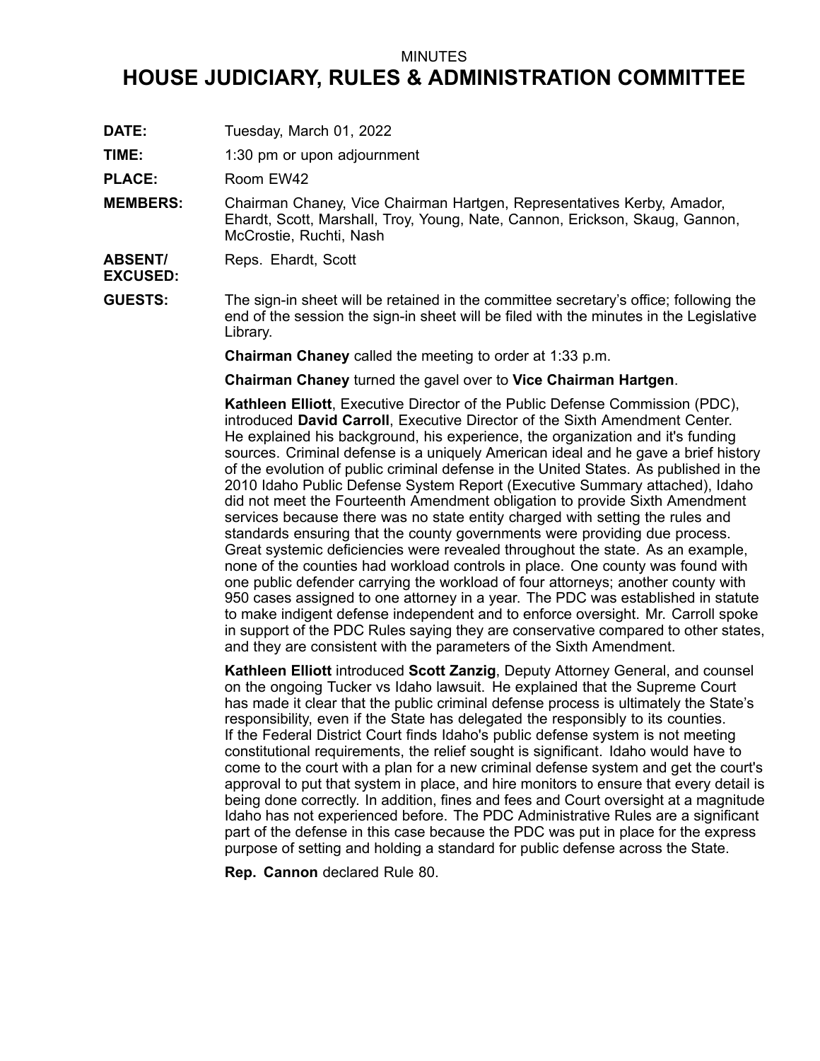MINUTES

# HOUSE JUDICIARY, RULES & ADMINISTRATION COMMITTEE

**DATE:** Tuesday, March 01, 2022

**TIME:** 1:30 pm or upon adjournment

**PLACE:** Room EW42

**MEMBERS:** Chairman Chaney, Vice Chairman Hartgen, Representatives Kerby, Amador, Ehardt, Scott, Marshall, Troy, Young, Nate, Cannon, Erickson, Skaug, Gannon, McCrostie, Ruchti, Nash

**ABSENT/ EXCUSED:** Reps. Ehardt, Scott

**GUESTS:** The sign-in sheet will be retained in the committee secretary's office; following the end of the session the sign-in sheet will be filed with the minutes in the Legislative Library.

**Chairman Chaney** called the meeting to order at 1:33 p.m.

**Chairman Chaney** turned the gavel over to **Vice Chairman Hartgen**.

**Kathleen Elliott**, Executive Director of the Public Defense Commission (PDC), introduced **David Carroll**, Executive Director of the Sixth Amendment Center. He explained his background, his experience, the organization and it's funding sources. Criminal defense is a uniquely American ideal and he gave a brief history of the evolution of public criminal defense in the United States. As published in the 2010 Idaho Public Defense System Report (Executive Summary attached), Idaho did not meet the Fourteenth Amendment obligation to provide Sixth Amendment services because there was no state entity charged with setting the rules and standards ensuring that the county governments were providing due process. Great systemic deficiencies were revealed throughout the state. As an example, none of the counties had workload controls in place. One county was found with one public defender carrying the workload of four attorneys; another county with 950 cases assigned to one attorney in a year. The PDC was established in statute to make indigent defense independent and to enforce oversight. Mr. Carroll spoke in support of the PDC Rules saying they are conservative compared to other states, and they are consistent with the parameters of the Sixth Amendment.

**Kathleen Elliott** introduced **Scott Zanzig**, Deputy Attorney General, and counsel on the ongoing Tucker vs Idaho lawsuit. He explained that the Supreme Court has made it clear that the public criminal defense process is ultimately the State's responsibility, even if the State has delegated the responsibly to its counties. If the Federal District Court finds Idaho's public defense system is not meeting constitutional requirements, the relief sought is significant. Idaho would have to come to the court with a plan for a new criminal defense system and get the court's approval to put that system in place, and hire monitors to ensure that every detail is being done correctly. In addition, fines and fees and Court oversight at a magnitude Idaho has not experienced before. The PDC Administrative Rules are a significant part of the defense in this case because the PDC was put in place for the express purpose of setting and holding a standard for public defense across the State.

**Rep. Cannon** declared Rule 80.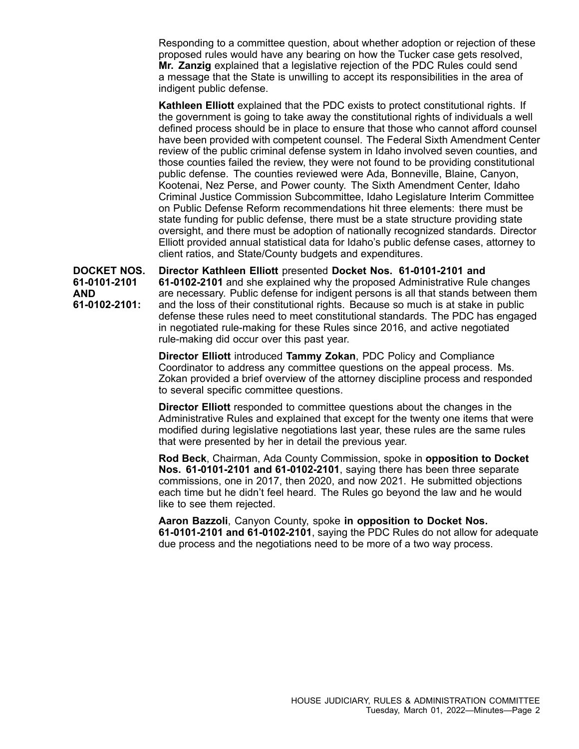Responding to a committee question, about whether adoption or rejection of these proposed rules would have any bearing on how the Tucker case gets resolved, **Mr. Zanzig** explained that a legislative rejection of the PDC Rules could send a message that the State is unwilling to accept its responsibilities in the area of indigent public defense.

**Kathleen Elliott** explained that the PDC exists to protect constitutional rights. If the government is going to take away the constitutional rights of individuals a well defined process should be in place to ensure that those who cannot afford counsel have been provided with competent counsel. The Federal Sixth Amendment Center review of the public criminal defense system in Idaho involved seven counties, and those counties failed the review, they were not found to be providing constitutional public defense. The counties reviewed were Ada, Bonneville, Blaine, Canyon, Kootenai, Nez Perse, and Power county. The Sixth Amendment Center, Idaho Criminal Justice Commission Subcommittee, Idaho Legislature Interim Committee on Public Defense Reform recommendations hit three elements: there must be state funding for public defense, there must be a state structure providing state oversight, and there must be adoption of nationally recognized standards. Director Elliott provided annual statistical data for Idaho's public defense cases, attorney to client ratios, and State/County budgets and expenditures.

**DOCKET NOS. 61-0101-2101 AND 61-0102-2101:**

**Director Kathleen Elliott** presented **Docket Nos. 61-0101-2101 and 61-0102-2101** and she explained why the proposed Administrative Rule changes are necessary. Public defense for indigent persons is all that stands between them and the loss of their constitutional rights. Because so much is at stake in public defense these rules need to meet constitutional standards. The PDC has engaged in negotiated rule-making for these Rules since 2016, and active negotiated rule-making did occur over this past year.

**Director Elliott** introduced **Tammy Zokan**, PDC Policy and Compliance Coordinator to address any committee questions on the appeal process. Ms. Zokan provided a brief overview of the attorney discipline process and responded to several specific committee questions.

**Director Elliott** responded to committee questions about the changes in the Administrative Rules and explained that except for the twenty one items that were modified during legislative negotiations last year, these rules are the same rules that were presented by her in detail the previous year.

**Rod Beck**, Chairman, Ada County Commission, spoke in **opposition to Docket Nos. 61-0101-2101 and 61-0102-2101**, saying there has been three separate commissions, one in 2017, then 2020, and now 2021. He submitted objections each time but he didn't feel heard. The Rules go beyond the law and he would like to see them rejected.

**Aaron Bazzoli**, Canyon County, spoke **in opposition to Docket Nos. 61-0101-2101 and 61-0102-2101**, saying the PDC Rules do not allow for adequate due process and the negotiations need to be more of a two way process.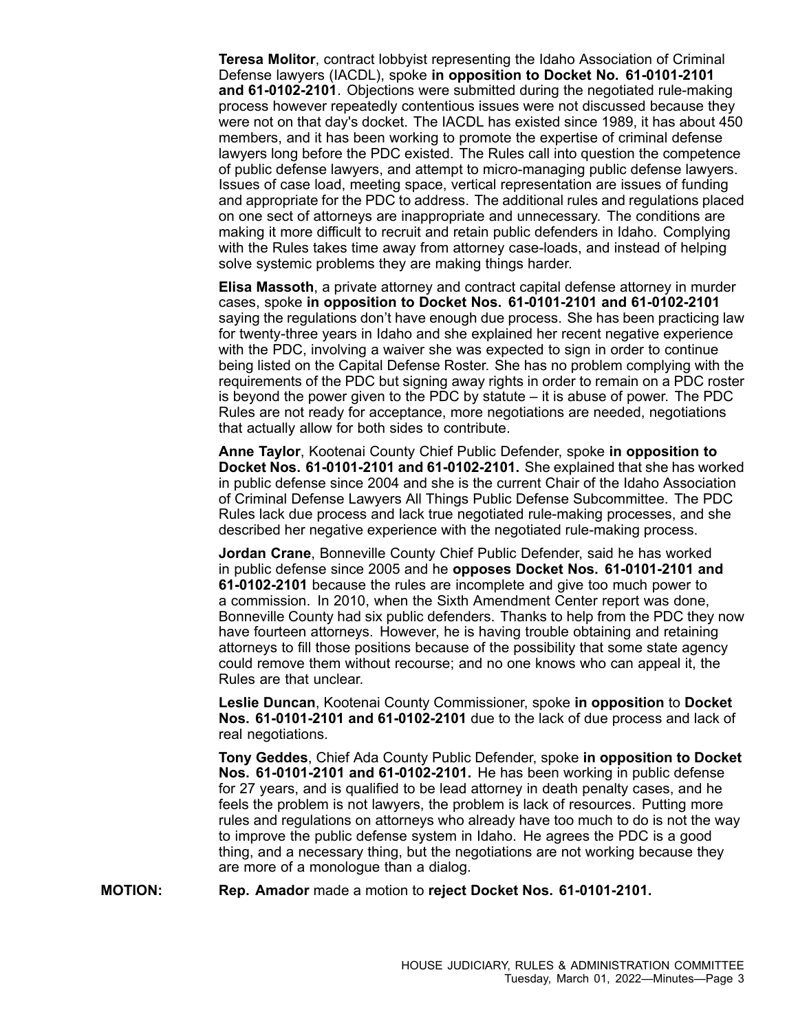**Teresa Molitor**, contract lobbyist representing the Idaho Association of Criminal Defense lawyers (IACDL), spoke **in opposition to Docket No. 61-0101-2101 and 61-0102-2101**. Objections were submitted during the negotiated rule-making process however repeatedly contentious issues were not discussed because they were not on that day's docket. The IACDL has existed since 1989, it has about 450 members, and it has been working to promote the expertise of criminal defense lawyers long before the PDC existed. The Rules call into question the competence of public defense lawyers, and attempt to micro-managing public defense lawyers. Issues of case load, meeting space, vertical representation are issues of funding and appropriate for the PDC to address. The additional rules and regulations placed on one sect of attorneys are inappropriate and unnecessary. The conditions are making it more difficult to recruit and retain public defenders in Idaho. Complying with the Rules takes time away from attorney case-loads, and instead of helping solve systemic problems they are making things harder.

**Elisa Massoth**, a private attorney and contract capital defense attorney in murder cases, spoke **in opposition to Docket Nos. 61-0101-2101 and 61-0102-2101** saying the regulations don't have enough due process. She has been practicing law for twenty-three years in Idaho and she explained her recent negative experience with the PDC, involving a waiver she was expected to sign in order to continue being listed on the Capital Defense Roster. She has no problem complying with the requirements of the PDC but signing away rights in order to remain on a PDC roster is beyond the power given to the PDC by statute – it is abuse of power. The PDC Rules are not ready for acceptance, more negotiations are needed, negotiations that actually allow for both sides to contribute.

**Anne Taylor**, Kootenai County Chief Public Defender, spoke **in opposition to Docket Nos. 61-0101-2101 and 61-0102-2101.** She explained that she has worked in public defense since 2004 and she is the current Chair of the Idaho Association of Criminal Defense Lawyers All Things Public Defense Subcommittee. The PDC Rules lack due process and lack true negotiated rule-making processes, and she described her negative experience with the negotiated rule-making process.

**Jordan Crane**, Bonneville County Chief Public Defender, said he has worked in public defense since 2005 and he **opposes Docket Nos. 61-0101-2101 and 61-0102-2101** because the rules are incomplete and give too much power to a commission. In 2010, when the Sixth Amendment Center report was done, Bonneville County had six public defenders. Thanks to help from the PDC they now have fourteen attorneys. However, he is having trouble obtaining and retaining attorneys to fill those positions because of the possibility that some state agency could remove them without recourse; and no one knows who can appeal it, the Rules are that unclear.

**Leslie Duncan**, Kootenai County Commissioner, spoke **in opposition** to **Docket Nos. 61-0101-2101 and 61-0102-2101** due to the lack of due process and lack of real negotiations.

**Tony Geddes**, Chief Ada County Public Defender, spoke **in opposition to Docket Nos. 61-0101-2101 and 61-0102-2101.** He has been working in public defense for 27 years, and is qualified to be lead attorney in death penalty cases, and he feels the problem is not lawyers, the problem is lack of resources. Putting more rules and regulations on attorneys who already have too much to do is not the way to improve the public defense system in Idaho. He agrees the PDC is a good thing, and a necessary thing, but the negotiations are not working because they are more of a monologue than a dialog.

**MOTION:** **Rep. Amador** made a motion to **reject Docket Nos. 61-0101-2101.**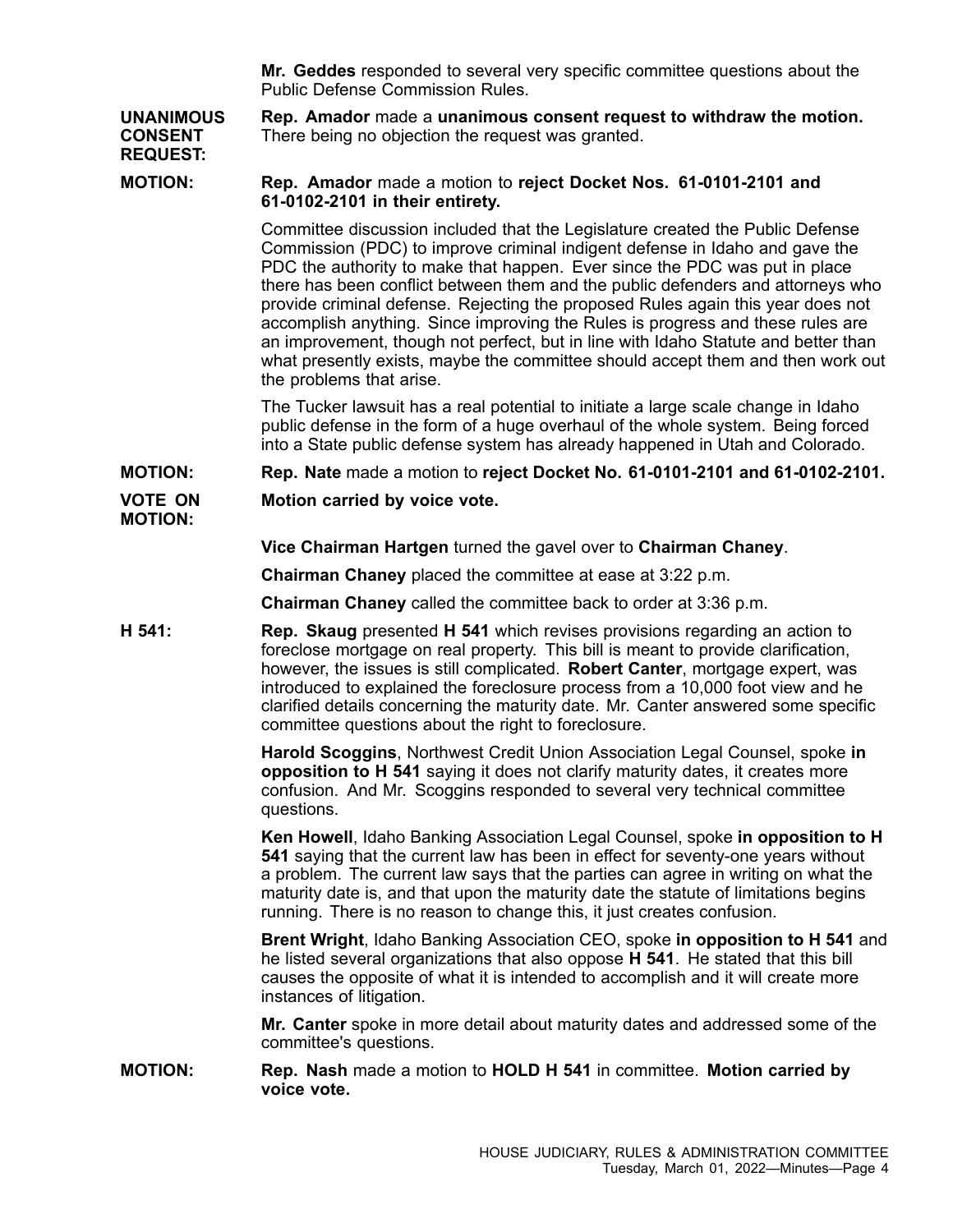**Mr. Geddes** responded to several very specific committee questions about the Public Defense Commission Rules.

**UNANIMOUS CONSENT REQUEST:** **Rep. Amador** made a **unanimous consent request to withdraw the motion.** There being no objection the request was granted.

**MOTION:** **Rep. Amador** made a motion to **reject Docket Nos. 61-0101-2101 and 61-0102-2101 in their entirety.**

Committee discussion included that the Legislature created the Public Defense Commission (PDC) to improve criminal indigent defense in Idaho and gave the PDC the authority to make that happen. Ever since the PDC was put in place there has been conflict between them and the public defenders and attorneys who provide criminal defense. Rejecting the proposed Rules again this year does not accomplish anything. Since improving the Rules is progress and these rules are an improvement, though not perfect, but in line with Idaho Statute and better than what presently exists, maybe the committee should accept them and then work out the problems that arise.

The Tucker lawsuit has a real potential to initiate a large scale change in Idaho public defense in the form of a huge overhaul of the whole system. Being forced into a State public defense system has already happened in Utah and Colorado.

**MOTION:** **Rep. Nate** made a motion to **reject Docket No. 61-0101-2101 and 61-0102-2101.**

**VOTE ON MOTION:** **Motion carried by voice vote.**

**Vice Chairman Hartgen** turned the gavel over to **Chairman Chaney**.

**Chairman Chaney** placed the committee at ease at 3:22 p.m.

**Chairman Chaney** called the committee back to order at 3:36 p.m.

**H 541:** **Rep. Skaug** presented **H 541** which revises provisions regarding an action to foreclose mortgage on real property. This bill is meant to provide clarification, however, the issues is still complicated. **Robert Canter**, mortgage expert, was introduced to explained the foreclosure process from a 10,000 foot view and he clarified details concerning the maturity date. Mr. Canter answered some specific committee questions about the right to foreclosure.

**Harold Scoggins**, Northwest Credit Union Association Legal Counsel, spoke **in opposition to H 541** saying it does not clarify maturity dates, it creates more confusion. And Mr. Scoggins responded to several very technical committee questions.

**Ken Howell**, Idaho Banking Association Legal Counsel, spoke **in opposition to H 541** saying that the current law has been in effect for seventy-one years without a problem. The current law says that the parties can agree in writing on what the maturity date is, and that upon the maturity date the statute of limitations begins running. There is no reason to change this, it just creates confusion.

**Brent Wright**, Idaho Banking Association CEO, spoke **in opposition to H 541** and he listed several organizations that also oppose **H 541**. He stated that this bill causes the opposite of what it is intended to accomplish and it will create more instances of litigation.

**Mr. Canter** spoke in more detail about maturity dates and addressed some of the committee's questions.

**MOTION:** **Rep. Nash** made a motion to **HOLD H 541** in committee. **Motion carried by voice vote.**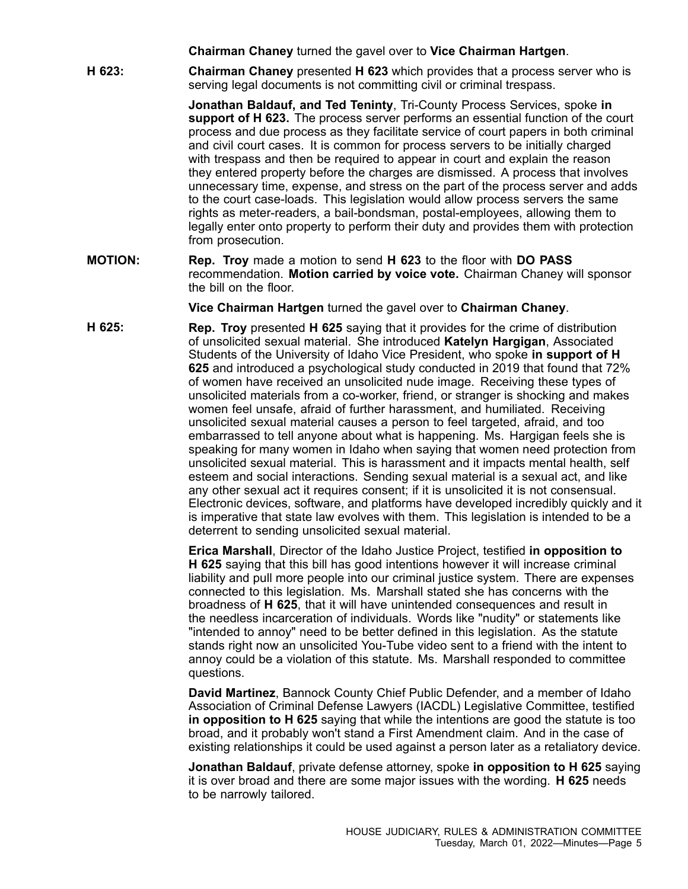**Chairman Chaney** turned the gavel over to **Vice Chairman Hartgen**.

**H 623:** **Chairman Chaney** presented **H 623** which provides that a process server who is serving legal documents is not committing civil or criminal trespass.

**Jonathan Baldauf, and Ted Teninty**, Tri-County Process Services, spoke **in support of H 623.** The process server performs an essential function of the court process and due process as they facilitate service of court papers in both criminal and civil court cases. It is common for process servers to be initially charged with trespass and then be required to appear in court and explain the reason they entered property before the charges are dismissed. A process that involves unnecessary time, expense, and stress on the part of the process server and adds to the court case-loads. This legislation would allow process servers the same rights as meter-readers, a bail-bondsman, postal-employees, allowing them to legally enter onto property to perform their duty and provides them with protection from prosecution.

**MOTION:** **Rep. Troy** made a motion to send **H 623** to the floor with **DO PASS** recommendation. **Motion carried by voice vote.** Chairman Chaney will sponsor the bill on the floor.

**Vice Chairman Hartgen** turned the gavel over to **Chairman Chaney**.

**H 625:** **Rep. Troy** presented **H 625** saying that it provides for the crime of distribution of unsolicited sexual material. She introduced **Katelyn Hargigan**, Associated Students of the University of Idaho Vice President, who spoke **in support of H 625** and introduced a psychological study conducted in 2019 that found that 72% of women have received an unsolicited nude image. Receiving these types of unsolicited materials from a co-worker, friend, or stranger is shocking and makes women feel unsafe, afraid of further harassment, and humiliated. Receiving unsolicited sexual material causes a person to feel targeted, afraid, and too embarrassed to tell anyone about what is happening. Ms. Hargigan feels she is speaking for many women in Idaho when saying that women need protection from unsolicited sexual material. This is harassment and it impacts mental health, self esteem and social interactions. Sending sexual material is a sexual act, and like any other sexual act it requires consent; if it is unsolicited it is not consensual. Electronic devices, software, and platforms have developed incredibly quickly and it is imperative that state law evolves with them. This legislation is intended to be a deterrent to sending unsolicited sexual material.

**Erica Marshall**, Director of the Idaho Justice Project, testified **in opposition to H 625** saying that this bill has good intentions however it will increase criminal liability and pull more people into our criminal justice system. There are expenses connected to this legislation. Ms. Marshall stated she has concerns with the broadness of **H 625**, that it will have unintended consequences and result in the needless incarceration of individuals. Words like "nudity" or statements like "intended to annoy" need to be better defined in this legislation. As the statute stands right now an unsolicited You-Tube video sent to a friend with the intent to annoy could be a violation of this statute. Ms. Marshall responded to committee questions.

**David Martinez**, Bannock County Chief Public Defender, and a member of Idaho Association of Criminal Defense Lawyers (IACDL) Legislative Committee, testified **in opposition to H 625** saying that while the intentions are good the statute is too broad, and it probably won't stand a First Amendment claim. And in the case of existing relationships it could be used against a person later as a retaliatory device.

**Jonathan Baldauf**, private defense attorney, spoke **in opposition to H 625** saying it is over broad and there are some major issues with the wording. **H 625** needs to be narrowly tailored.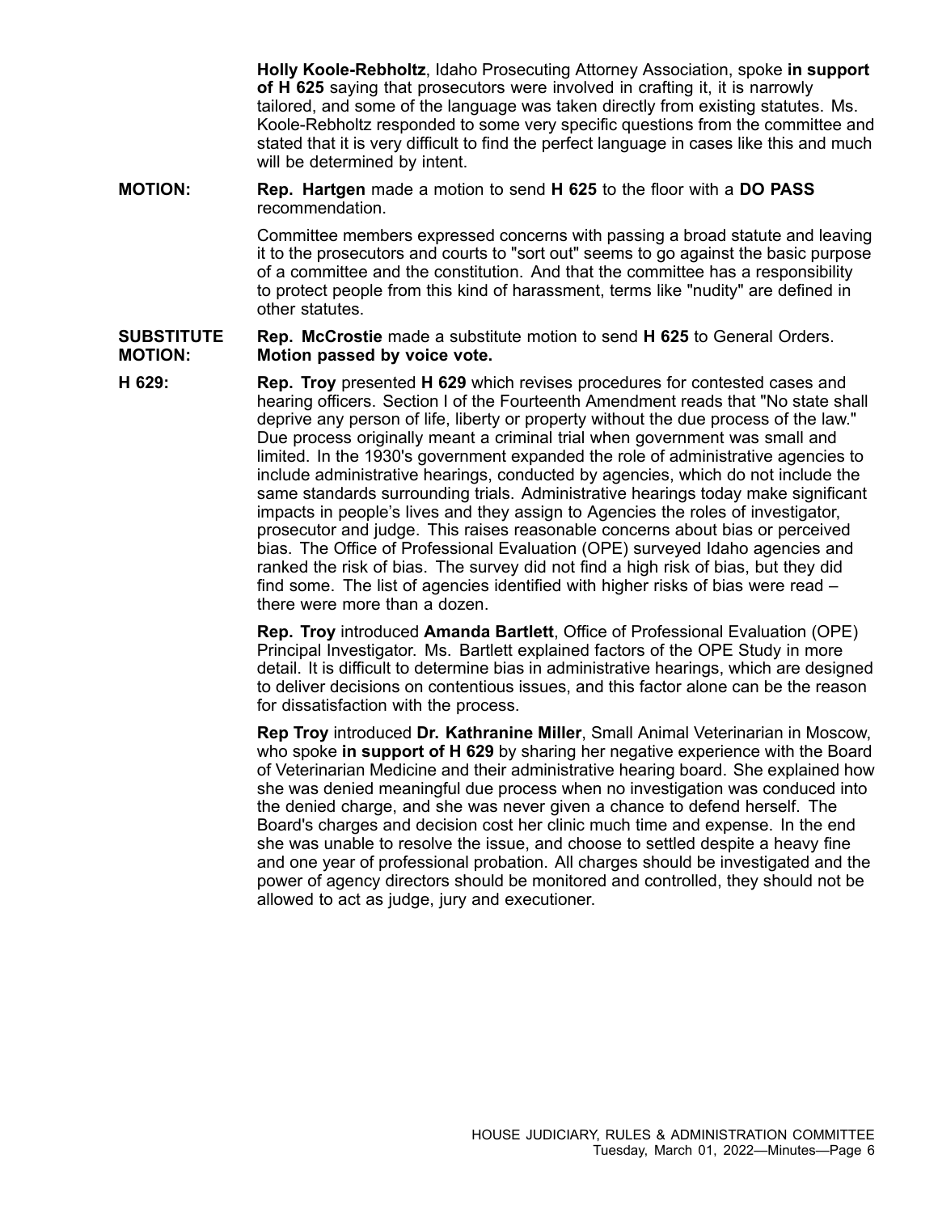**Holly Koole-Rebholtz**, Idaho Prosecuting Attorney Association, spoke **in support of H 625** saying that prosecutors were involved in crafting it, it is narrowly tailored, and some of the language was taken directly from existing statutes. Ms. Koole-Rebholtz responded to some very specific questions from the committee and stated that it is very difficult to find the perfect language in cases like this and much will be determined by intent.

**MOTION:** **Rep. Hartgen** made a motion to send **H 625** to the floor with a **DO PASS** recommendation.

Committee members expressed concerns with passing a broad statute and leaving it to the prosecutors and courts to "sort out" seems to go against the basic purpose of a committee and the constitution. And that the committee has a responsibility to protect people from this kind of harassment, terms like "nudity" are defined in other statutes.

**SUBSTITUTE MOTION:** **Rep. McCrostie** made a substitute motion to send **H 625** to General Orders. **Motion passed by voice vote.**

**H 629:** **Rep. Troy** presented **H 629** which revises procedures for contested cases and hearing officers. Section I of the Fourteenth Amendment reads that "No state shall deprive any person of life, liberty or property without the due process of the law." Due process originally meant a criminal trial when government was small and limited. In the 1930's government expanded the role of administrative agencies to include administrative hearings, conducted by agencies, which do not include the same standards surrounding trials. Administrative hearings today make significant impacts in people's lives and they assign to Agencies the roles of investigator, prosecutor and judge. This raises reasonable concerns about bias or perceived bias. The Office of Professional Evaluation (OPE) surveyed Idaho agencies and ranked the risk of bias. The survey did not find a high risk of bias, but they did find some. The list of agencies identified with higher risks of bias were read – there were more than a dozen.

**Rep. Troy** introduced **Amanda Bartlett**, Office of Professional Evaluation (OPE) Principal Investigator. Ms. Bartlett explained factors of the OPE Study in more detail. It is difficult to determine bias in administrative hearings, which are designed to deliver decisions on contentious issues, and this factor alone can be the reason for dissatisfaction with the process.

**Rep Troy** introduced **Dr. Kathranine Miller**, Small Animal Veterinarian in Moscow, who spoke **in support of H 629** by sharing her negative experience with the Board of Veterinarian Medicine and their administrative hearing board. She explained how she was denied meaningful due process when no investigation was conduced into the denied charge, and she was never given a chance to defend herself. The Board's charges and decision cost her clinic much time and expense. In the end she was unable to resolve the issue, and choose to settled despite a heavy fine and one year of professional probation. All charges should be investigated and the power of agency directors should be monitored and controlled, they should not be allowed to act as judge, jury and executioner.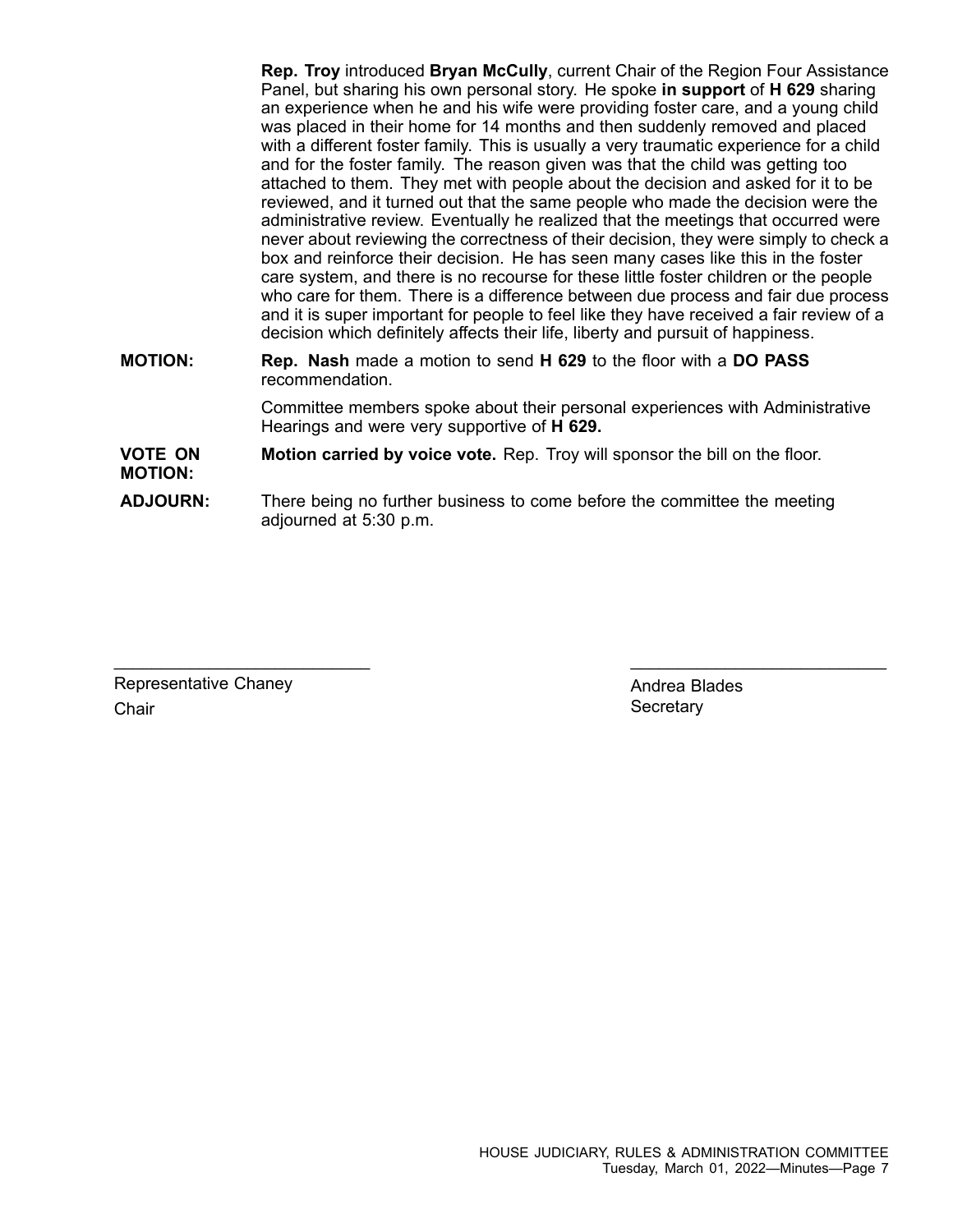**Rep. Troy** introduced **Bryan McCully**, current Chair of the Region Four Assistance Panel, but sharing his own personal story. He spoke **in support** of **H 629** sharing an experience when he and his wife were providing foster care, and a young child was placed in their home for 14 months and then suddenly removed and placed with a different foster family. This is usually a very traumatic experience for a child and for the foster family. The reason given was that the child was getting too attached to them. They met with people about the decision and asked for it to be reviewed, and it turned out that the same people who made the decision were the administrative review. Eventually he realized that the meetings that occurred were never about reviewing the correctness of their decision, they were simply to check a box and reinforce their decision. He has seen many cases like this in the foster care system, and there is no recourse for these little foster children or the people who care for them. There is a difference between due process and fair due process and it is super important for people to feel like they have received a fair review of a decision which definitely affects their life, liberty and pursuit of happiness.

**MOTION:** **Rep. Nash** made a motion to send **H 629** to the floor with a **DO PASS** recommendation.

Committee members spoke about their personal experiences with Administrative Hearings and were very supportive of **H 629.**

**VOTE ON MOTION:** **Motion carried by voice vote.** Rep. Troy will sponsor the bill on the floor.

**ADJOURN:** There being no further business to come before the committee the meeting adjourned at 5:30 p.m.

___________________________
Representative Chaney
Chair

___________________________
Andrea Blades
Secretary